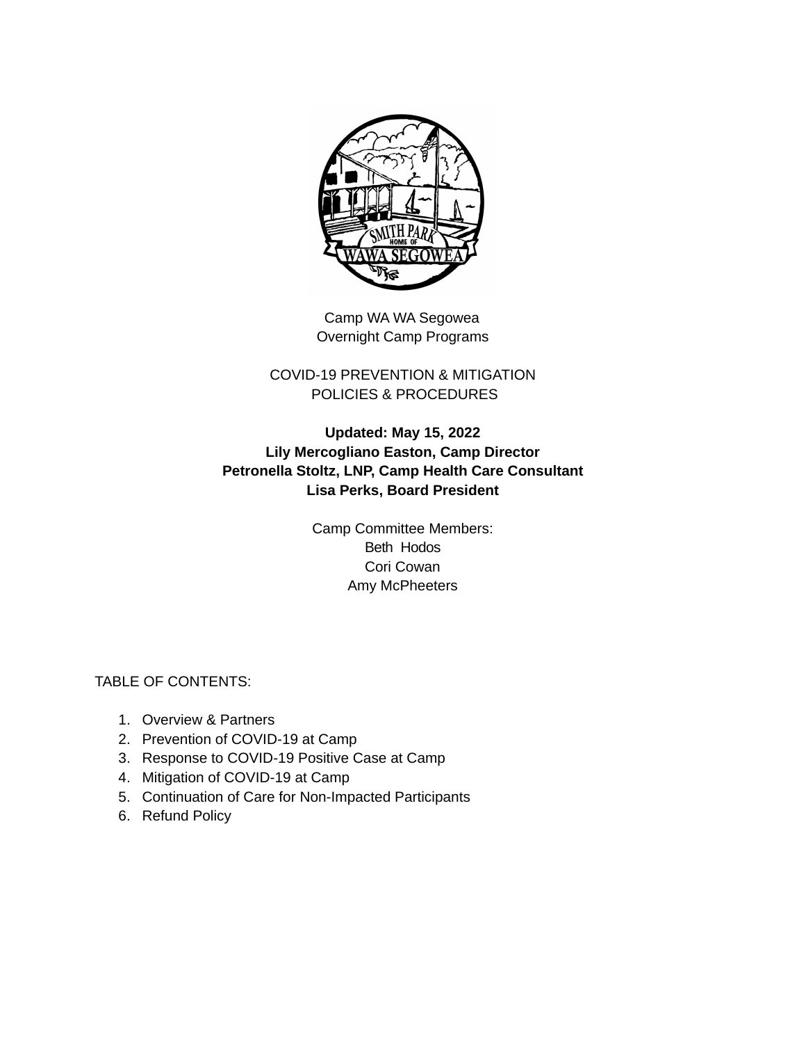Camp WA WA Segowea
Overnight Camp Programs

COVID-19 PREVENTION & MITIGATION
POLICIES & PROCEDURES

**Updated: May 15, 2022**
**Lily Mercogliano Easton, Camp Director**
**Petronella Stoltz, LNP, Camp Health Care Consultant**
**Lisa Perks, Board President**

Camp Committee Members:
Beth Hodos
Cori Cowan
Amy McPheeters

TABLE OF CONTENTS:

1. Overview & Partners
2. Prevention of COVID-19 at Camp
3. Response to COVID-19 Positive Case at Camp
4. Mitigation of COVID-19 at Camp
5. Continuation of Care for Non-Impacted Participants
6. Refund Policy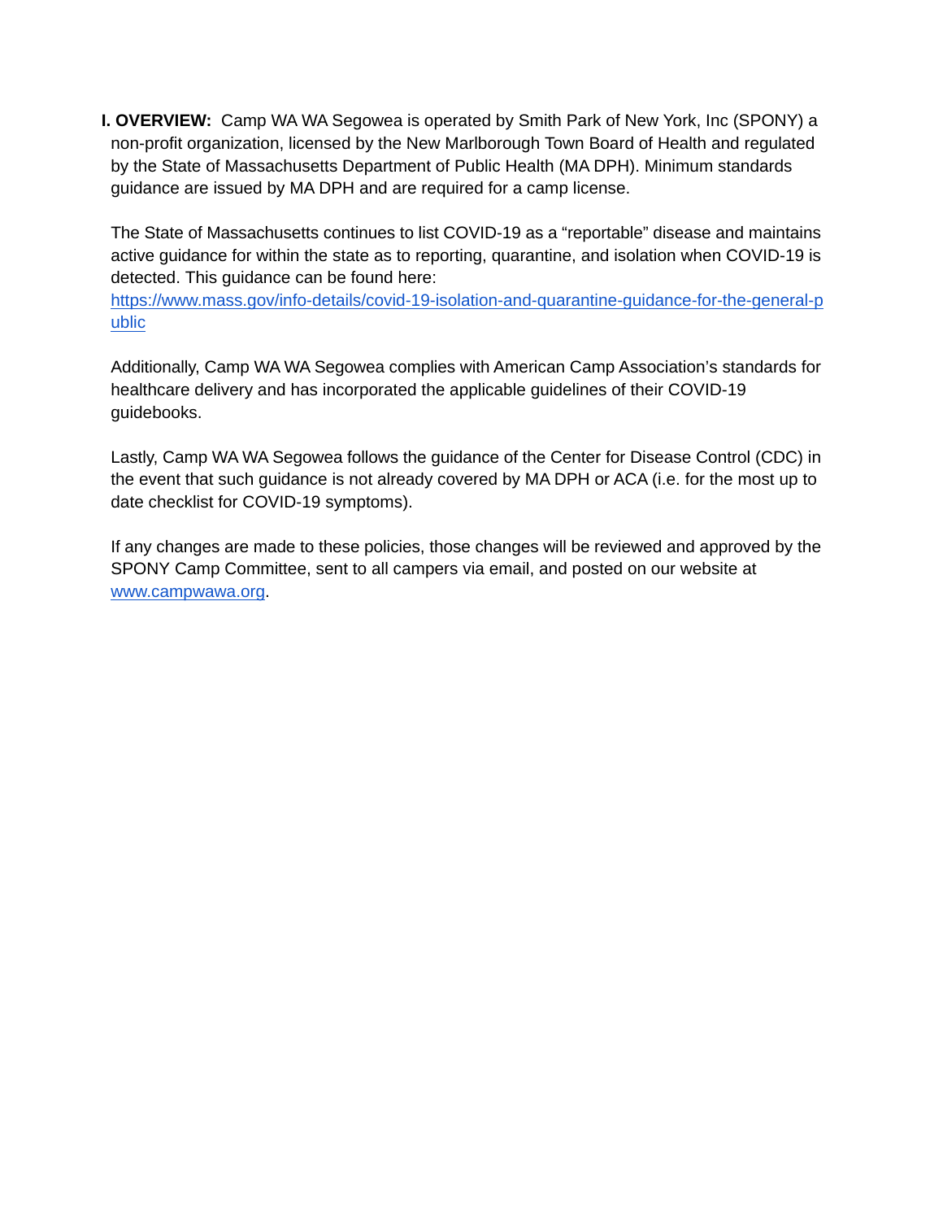**I. OVERVIEW:** Camp WA WA Segowea is operated by Smith Park of New York, Inc (SPONY) a non-profit organization, licensed by the New Marlborough Town Board of Health and regulated by the State of Massachusetts Department of Public Health (MA DPH). Minimum standards guidance are issued by MA DPH and are required for a camp license.

The State of Massachusetts continues to list COVID-19 as a "reportable" disease and maintains active guidance for within the state as to reporting, quarantine, and isolation when COVID-19 is detected. This guidance can be found here: [https://www.mass.gov/info-details/covid-19-isolation-and-quarantine-guidance-for-the-general-public](https://www.mass.gov/info-details/covid-19-isolation-and-quarantine-guidance-for-the-general-public)

Additionally, Camp WA WA Segowea complies with American Camp Association's standards for healthcare delivery and has incorporated the applicable guidelines of their COVID-19 guidebooks.

Lastly, Camp WA WA Segowea follows the guidance of the Center for Disease Control (CDC) in the event that such guidance is not already covered by MA DPH or ACA (i.e. for the most up to date checklist for COVID-19 symptoms).

If any changes are made to these policies, those changes will be reviewed and approved by the SPONY Camp Committee, sent to all campers via email, and posted on our website at [www.campwawa.org](www.campwawa.org).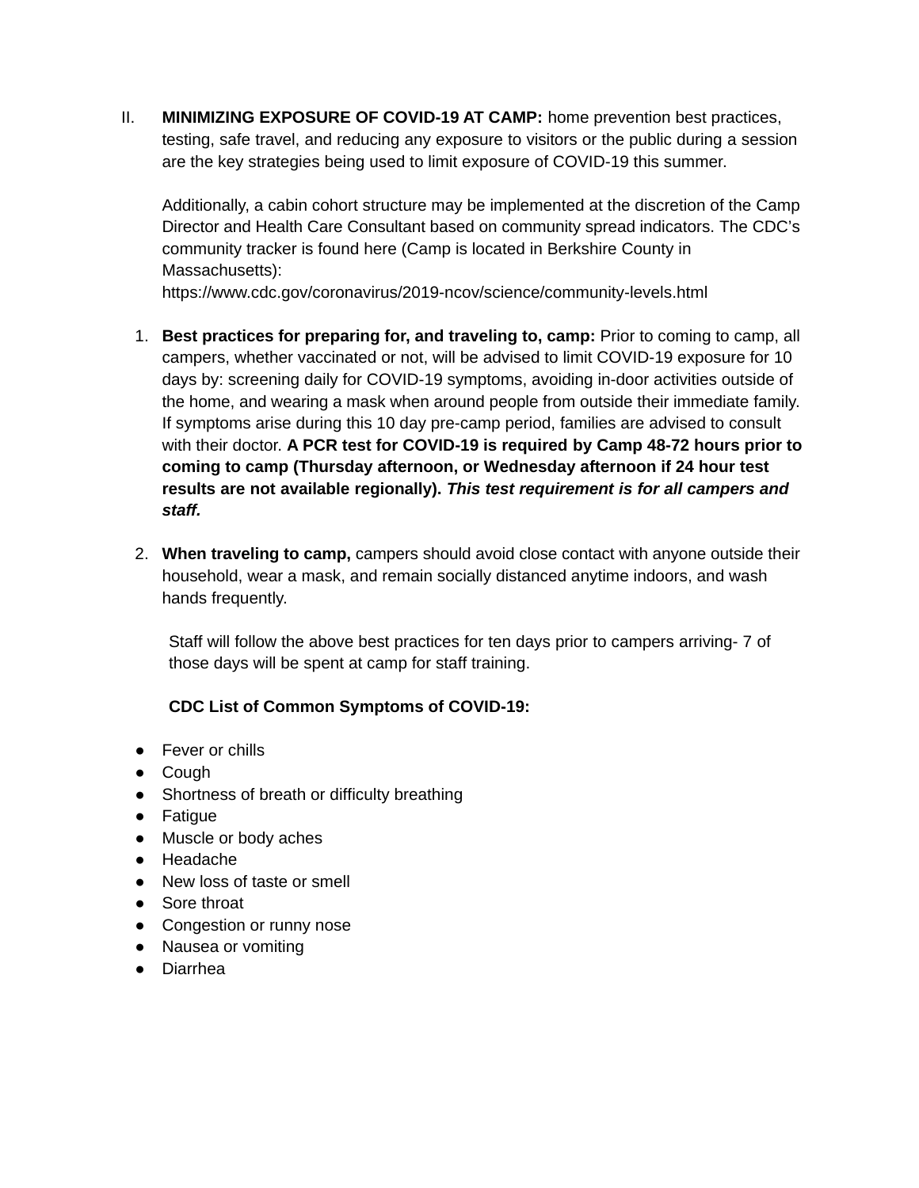II. **MINIMIZING EXPOSURE OF COVID-19 AT CAMP:** home prevention best practices, testing, safe travel, and reducing any exposure to visitors or the public during a session are the key strategies being used to limit exposure of COVID-19 this summer.

Additionally, a cabin cohort structure may be implemented at the discretion of the Camp Director and Health Care Consultant based on community spread indicators. The CDC's community tracker is found here (Camp is located in Berkshire County in Massachusetts):
https://www.cdc.gov/coronavirus/2019-ncov/science/community-levels.html

1. **Best practices for preparing for, and traveling to, camp:** Prior to coming to camp, all campers, whether vaccinated or not, will be advised to limit COVID-19 exposure for 10 days by: screening daily for COVID-19 symptoms, avoiding in-door activities outside of the home, and wearing a mask when around people from outside their immediate family. If symptoms arise during this 10 day pre-camp period, families are advised to consult with their doctor. **A PCR test for COVID-19 is required by Camp 48-72 hours prior to coming to camp (Thursday afternoon, or Wednesday afternoon if 24 hour test results are not available regionally).** ***This test requirement is for all campers and staff.***

2. **When traveling to camp,** campers should avoid close contact with anyone outside their household, wear a mask, and remain socially distanced anytime indoors, and wash hands frequently.

   Staff will follow the above best practices for ten days prior to campers arriving- 7 of those days will be spent at camp for staff training.

   **CDC List of Common Symptoms of COVID-19:**

- Fever or chills
- Cough
- Shortness of breath or difficulty breathing
- Fatigue
- Muscle or body aches
- Headache
- New loss of taste or smell
- Sore throat
- Congestion or runny nose
- Nausea or vomiting
- Diarrhea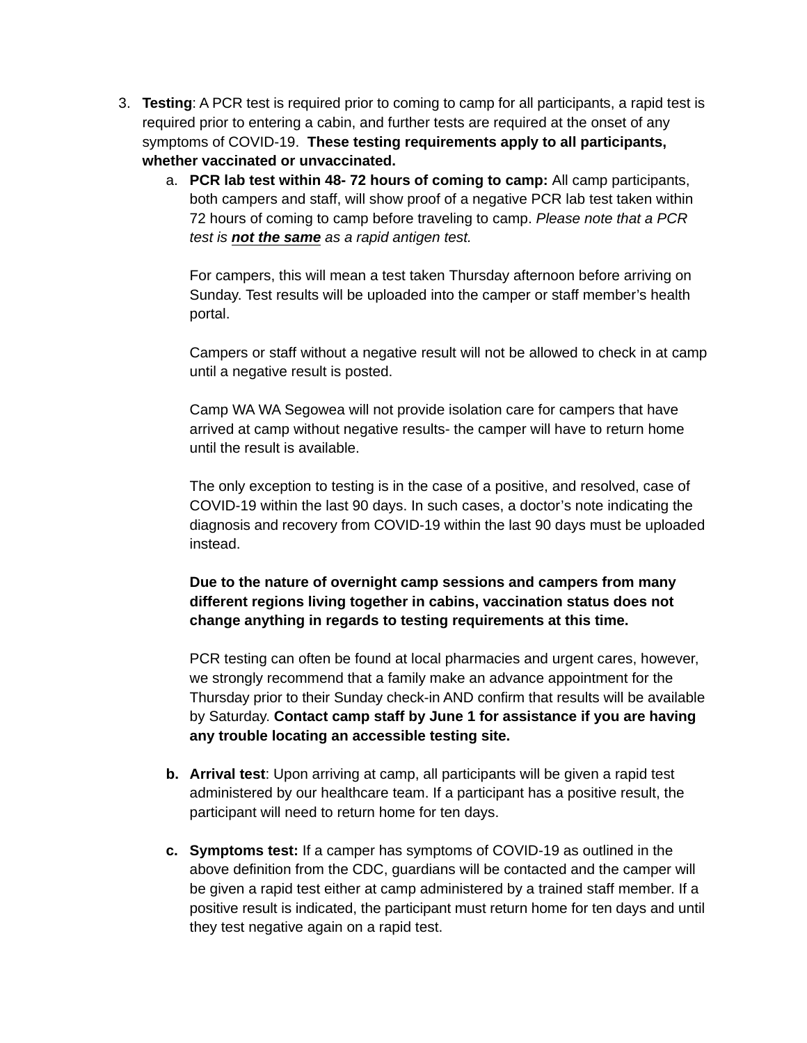3. **Testing**: A PCR test is required prior to coming to camp for all participants, a rapid test is required prior to entering a cabin, and further tests are required at the onset of any symptoms of COVID-19. **These testing requirements apply to all participants, whether vaccinated or unvaccinated.**

    a. **PCR lab test within 48- 72 hours of coming to camp:** All camp participants, both campers and staff, will show proof of a negative PCR lab test taken within 72 hours of coming to camp before traveling to camp. *Please note that a PCR test is **<u>not the same</u>** as a rapid antigen test.*

    For campers, this will mean a test taken Thursday afternoon before arriving on Sunday. Test results will be uploaded into the camper or staff member's health portal.

    Campers or staff without a negative result will not be allowed to check in at camp until a negative result is posted.

    Camp WA WA Segowea will not provide isolation care for campers that have arrived at camp without negative results- the camper will have to return home until the result is available.

    The only exception to testing is in the case of a positive, and resolved, case of COVID-19 within the last 90 days. In such cases, a doctor's note indicating the diagnosis and recovery from COVID-19 within the last 90 days must be uploaded instead.

    **Due to the nature of overnight camp sessions and campers from many different regions living together in cabins, vaccination status does not change anything in regards to testing requirements at this time.**

    PCR testing can often be found at local pharmacies and urgent cares, however, we strongly recommend that a family make an advance appointment for the Thursday prior to their Sunday check-in AND confirm that results will be available by Saturday. **Contact camp staff by June 1 for assistance if you are having any trouble locating an accessible testing site.**

    **b.** **Arrival test**: Upon arriving at camp, all participants will be given a rapid test administered by our healthcare team. If a participant has a positive result, the participant will need to return home for ten days.

    **c.** **Symptoms test:** If a camper has symptoms of COVID-19 as outlined in the above definition from the CDC, guardians will be contacted and the camper will be given a rapid test either at camp administered by a trained staff member. If a positive result is indicated, the participant must return home for ten days and until they test negative again on a rapid test.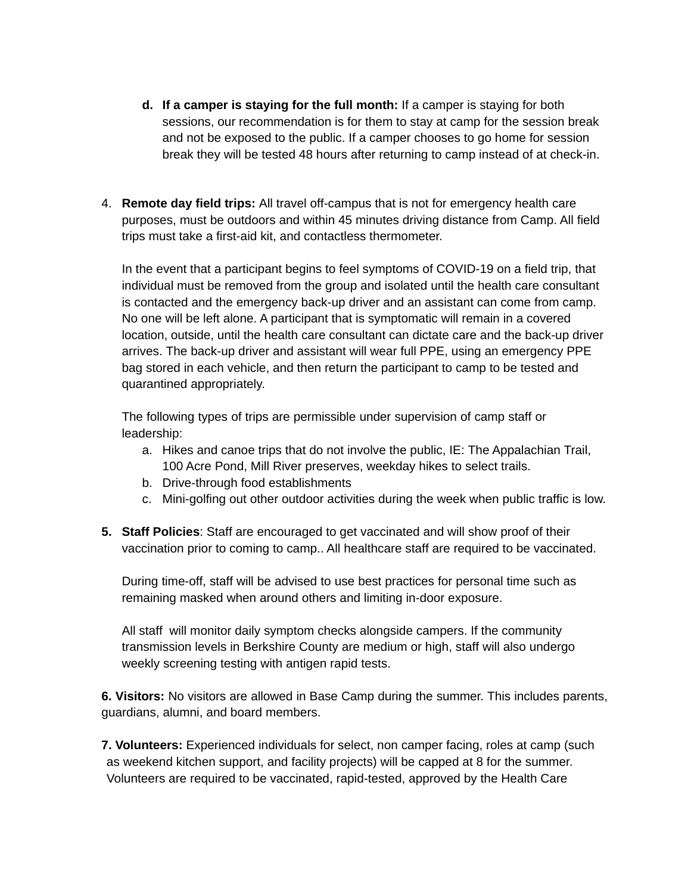d. **If a camper is staying for the full month:** If a camper is staying for both sessions, our recommendation is for them to stay at camp for the session break and not be exposed to the public. If a camper chooses to go home for session break they will be tested 48 hours after returning to camp instead of at check-in.

4. **Remote day field trips:** All travel off-campus that is not for emergency health care purposes, must be outdoors and within 45 minutes driving distance from Camp. All field trips must take a first-aid kit, and contactless thermometer.

   In the event that a participant begins to feel symptoms of COVID-19 on a field trip, that individual must be removed from the group and isolated until the health care consultant is contacted and the emergency back-up driver and an assistant can come from camp. No one will be left alone. A participant that is symptomatic will remain in a covered location, outside, until the health care consultant can dictate care and the back-up driver arrives. The back-up driver and assistant will wear full PPE, using an emergency PPE bag stored in each vehicle, and then return the participant to camp to be tested and quarantined appropriately.

   The following types of trips are permissible under supervision of camp staff or leadership:

   a. Hikes and canoe trips that do not involve the public, IE: The Appalachian Trail, 100 Acre Pond, Mill River preserves, weekday hikes to select trails.
   b. Drive-through food establishments
   c. Mini-golfing out other outdoor activities during the week when public traffic is low.

5. **Staff Policies**: Staff are encouraged to get vaccinated and will show proof of their vaccination prior to coming to camp.. All healthcare staff are required to be vaccinated.

   During time-off, staff will be advised to use best practices for personal time such as remaining masked when around others and limiting in-door exposure.

   All staff will monitor daily symptom checks alongside campers. If the community transmission levels in Berkshire County are medium or high, staff will also undergo weekly screening testing with antigen rapid tests.

**6. Visitors:** No visitors are allowed in Base Camp during the summer. This includes parents, guardians, alumni, and board members.

**7. Volunteers:** Experienced individuals for select, non camper facing, roles at camp (such as weekend kitchen support, and facility projects) will be capped at 8 for the summer. Volunteers are required to be vaccinated, rapid-tested, approved by the Health Care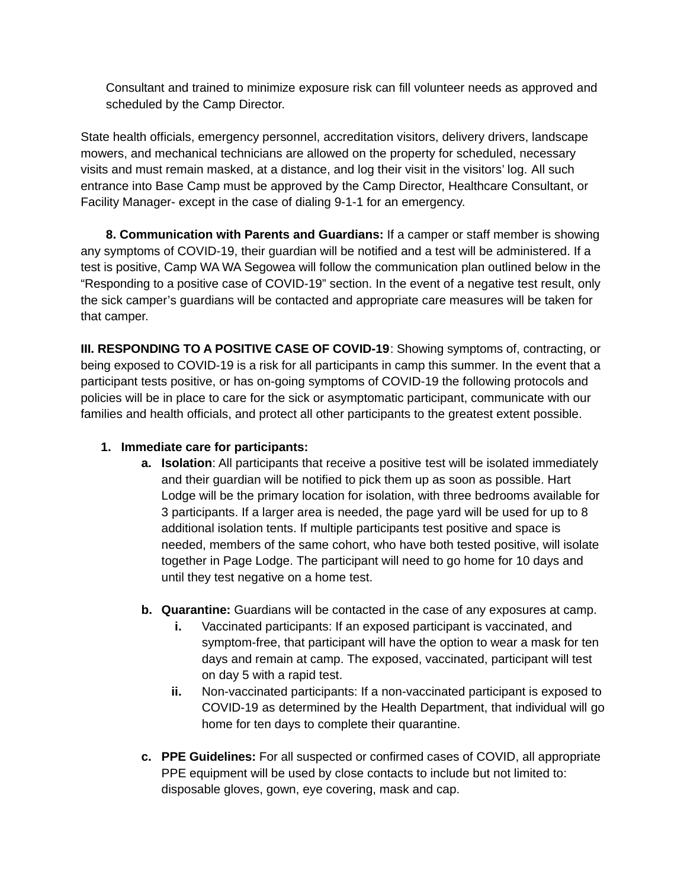Consultant and trained to minimize exposure risk can fill volunteer needs as approved and scheduled by the Camp Director.

State health officials, emergency personnel, accreditation visitors, delivery drivers, landscape mowers, and mechanical technicians are allowed on the property for scheduled, necessary visits and must remain masked, at a distance, and log their visit in the visitors' log. All such entrance into Base Camp must be approved by the Camp Director, Healthcare Consultant, or Facility Manager- except in the case of dialing 9-1-1 for an emergency.

**8. Communication with Parents and Guardians:** If a camper or staff member is showing any symptoms of COVID-19, their guardian will be notified and a test will be administered. If a test is positive, Camp WA WA Segowea will follow the communication plan outlined below in the "Responding to a positive case of COVID-19" section. In the event of a negative test result, only the sick camper's guardians will be contacted and appropriate care measures will be taken for that camper.

**III. RESPONDING TO A POSITIVE CASE OF COVID-19**: Showing symptoms of, contracting, or being exposed to COVID-19 is a risk for all participants in camp this summer. In the event that a participant tests positive, or has on-going symptoms of COVID-19 the following protocols and policies will be in place to care for the sick or asymptomatic participant, communicate with our families and health officials, and protect all other participants to the greatest extent possible.

1. **Immediate care for participants:**
   a. **Isolation**: All participants that receive a positive test will be isolated immediately and their guardian will be notified to pick them up as soon as possible. Hart Lodge will be the primary location for isolation, with three bedrooms available for 3 participants. If a larger area is needed, the page yard will be used for up to 8 additional isolation tents. If multiple participants test positive and space is needed, members of the same cohort, who have both tested positive, will isolate together in Page Lodge. The participant will need to go home for 10 days and until they test negative on a home test.

   b. **Quarantine:** Guardians will be contacted in the case of any exposures at camp.
      i. Vaccinated participants: If an exposed participant is vaccinated, and symptom-free, that participant will have the option to wear a mask for ten days and remain at camp. The exposed, vaccinated, participant will test on day 5 with a rapid test.
      ii. Non-vaccinated participants: If a non-vaccinated participant is exposed to COVID-19 as determined by the Health Department, that individual will go home for ten days to complete their quarantine.

   c. **PPE Guidelines:** For all suspected or confirmed cases of COVID, all appropriate PPE equipment will be used by close contacts to include but not limited to: disposable gloves, gown, eye covering, mask and cap.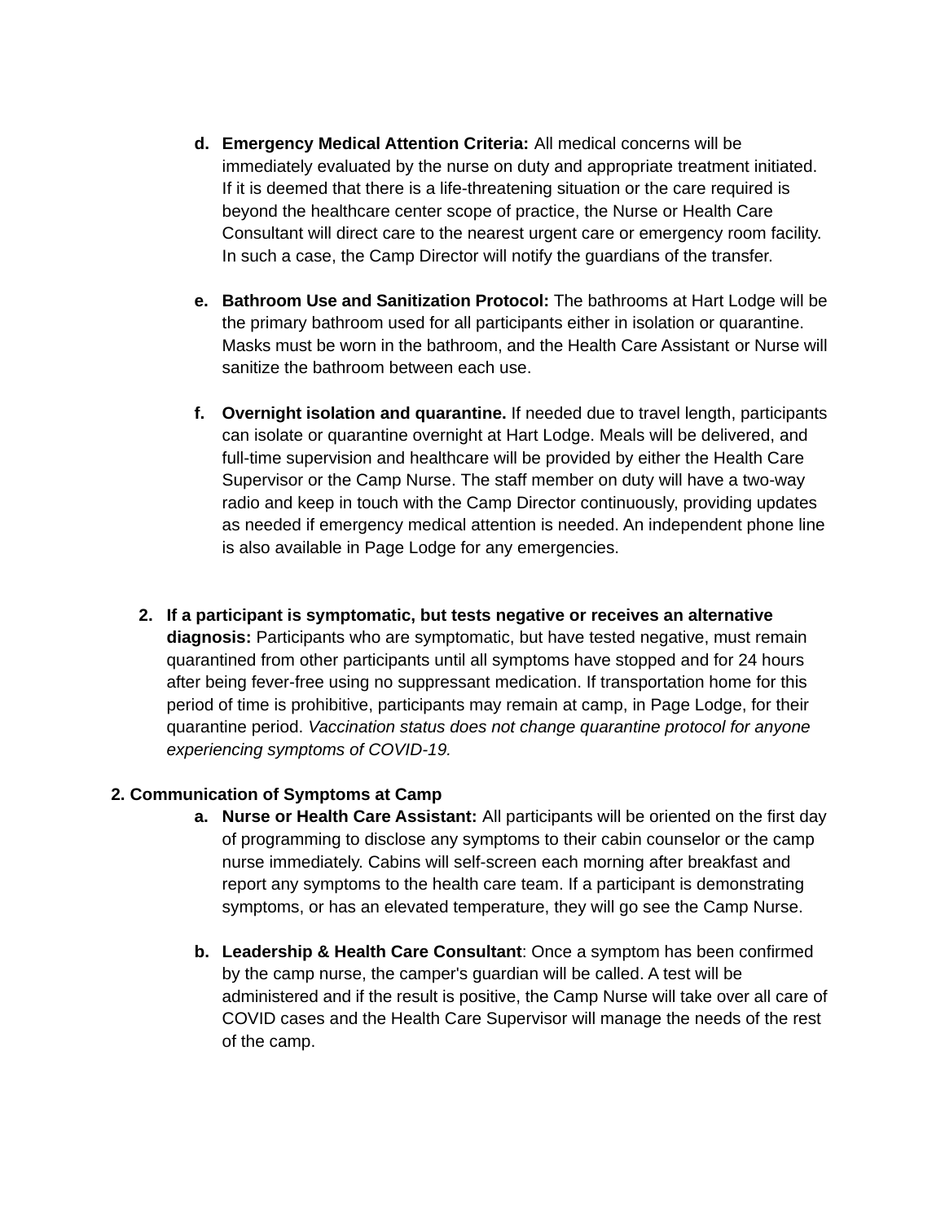d. **Emergency Medical Attention Criteria:** All medical concerns will be immediately evaluated by the nurse on duty and appropriate treatment initiated. If it is deemed that there is a life-threatening situation or the care required is beyond the healthcare center scope of practice, the Nurse or Health Care Consultant will direct care to the nearest urgent care or emergency room facility. In such a case, the Camp Director will notify the guardians of the transfer.

e. **Bathroom Use and Sanitization Protocol:** The bathrooms at Hart Lodge will be the primary bathroom used for all participants either in isolation or quarantine. Masks must be worn in the bathroom, and the Health Care Assistant or Nurse will sanitize the bathroom between each use.

f. **Overnight isolation and quarantine.** If needed due to travel length, participants can isolate or quarantine overnight at Hart Lodge. Meals will be delivered, and full-time supervision and healthcare will be provided by either the Health Care Supervisor or the Camp Nurse. The staff member on duty will have a two-way radio and keep in touch with the Camp Director continuously, providing updates as needed if emergency medical attention is needed. An independent phone line is also available in Page Lodge for any emergencies.

2. **If a participant is symptomatic, but tests negative or receives an alternative diagnosis:** Participants who are symptomatic, but have tested negative, must remain quarantined from other participants until all symptoms have stopped and for 24 hours after being fever-free using no suppressant medication. If transportation home for this period of time is prohibitive, participants may remain at camp, in Page Lodge, for their quarantine period. *Vaccination status does not change quarantine protocol for anyone experiencing symptoms of COVID-19.*

**2. Communication of Symptoms at Camp**

a. **Nurse or Health Care Assistant:** All participants will be oriented on the first day of programming to disclose any symptoms to their cabin counselor or the camp nurse immediately. Cabins will self-screen each morning after breakfast and report any symptoms to the health care team. If a participant is demonstrating symptoms, or has an elevated temperature, they will go see the Camp Nurse.

b. **Leadership & Health Care Consultant**: Once a symptom has been confirmed by the camp nurse, the camper's guardian will be called. A test will be administered and if the result is positive, the Camp Nurse will take over all care of COVID cases and the Health Care Supervisor will manage the needs of the rest of the camp.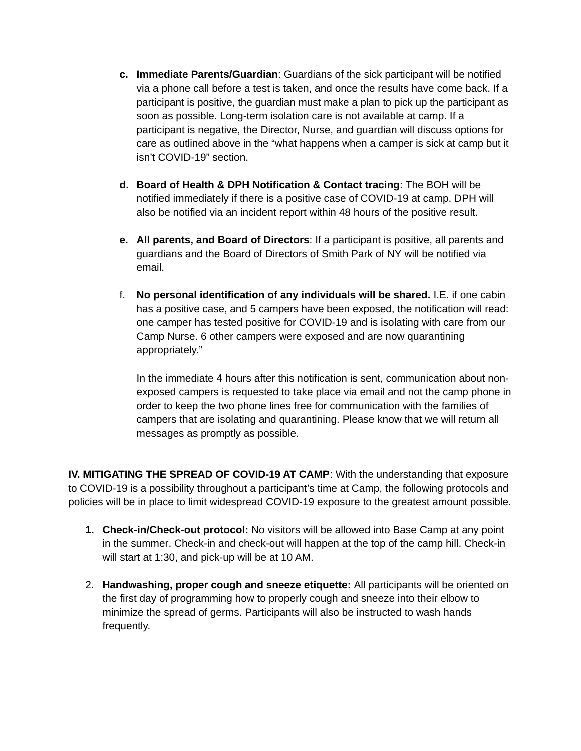c. **Immediate Parents/Guardian**: Guardians of the sick participant will be notified via a phone call before a test is taken, and once the results have come back. If a participant is positive, the guardian must make a plan to pick up the participant as soon as possible. Long-term isolation care is not available at camp. If a participant is negative, the Director, Nurse, and guardian will discuss options for care as outlined above in the "what happens when a camper is sick at camp but it isn't COVID-19" section.

d. **Board of Health & DPH Notification & Contact tracing**: The BOH will be notified immediately if there is a positive case of COVID-19 at camp. DPH will also be notified via an incident report within 48 hours of the positive result.

e. **All parents, and Board of Directors**: If a participant is positive, all parents and guardians and the Board of Directors of Smith Park of NY will be notified via email.

f. **No personal identification of any individuals will be shared.** I.E. if one cabin has a positive case, and 5 campers have been exposed, the notification will read: one camper has tested positive for COVID-19 and is isolating with care from our Camp Nurse. 6 other campers were exposed and are now quarantining appropriately."

   In the immediate 4 hours after this notification is sent, communication about non-exposed campers is requested to take place via email and not the camp phone in order to keep the two phone lines free for communication with the families of campers that are isolating and quarantining. Please know that we will return all messages as promptly as possible.

**IV. MITIGATING THE SPREAD OF COVID-19 AT CAMP**: With the understanding that exposure to COVID-19 is a possibility throughout a participant's time at Camp, the following protocols and policies will be in place to limit widespread COVID-19 exposure to the greatest amount possible.

1. **Check-in/Check-out protocol:** No visitors will be allowed into Base Camp at any point in the summer. Check-in and check-out will happen at the top of the camp hill. Check-in will start at 1:30, and pick-up will be at 10 AM.

2. **Handwashing, proper cough and sneeze etiquette:** All participants will be oriented on the first day of programming how to properly cough and sneeze into their elbow to minimize the spread of germs. Participants will also be instructed to wash hands frequently.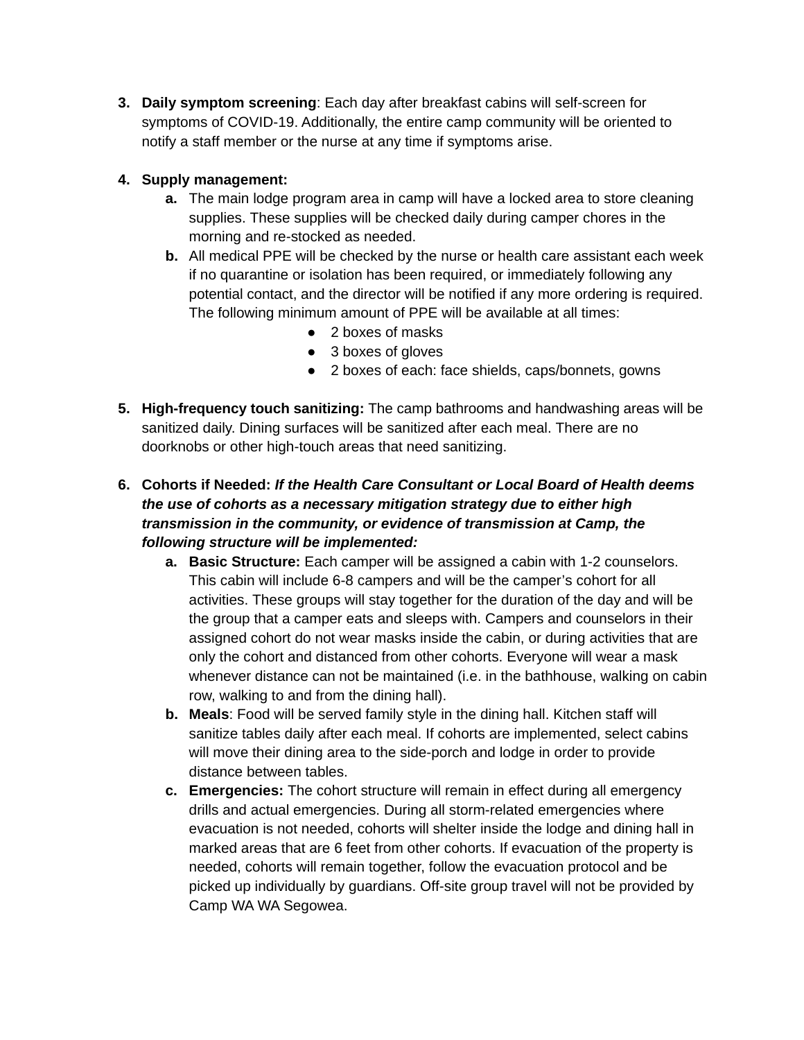3. **Daily symptom screening**: Each day after breakfast cabins will self-screen for symptoms of COVID-19. Additionally, the entire camp community will be oriented to notify a staff member or the nurse at any time if symptoms arise.

4. **Supply management:**
   a. The main lodge program area in camp will have a locked area to store cleaning supplies. These supplies will be checked daily during camper chores in the morning and re-stocked as needed.
   b. All medical PPE will be checked by the nurse or health care assistant each week if no quarantine or isolation has been required, or immediately following any potential contact, and the director will be notified if any more ordering is required. The following minimum amount of PPE will be available at all times:
      - 2 boxes of masks
      - 3 boxes of gloves
      - 2 boxes of each: face shields, caps/bonnets, gowns

5. **High-frequency touch sanitizing:** The camp bathrooms and handwashing areas will be sanitized daily. Dining surfaces will be sanitized after each meal. There are no doorknobs or other high-touch areas that need sanitizing.

6. **Cohorts if Needed:** ***If the Health Care Consultant or Local Board of Health deems the use of cohorts as a necessary mitigation strategy due to either high transmission in the community, or evidence of transmission at Camp, the following structure will be implemented:***
   a. **Basic Structure:** Each camper will be assigned a cabin with 1-2 counselors. This cabin will include 6-8 campers and will be the camper's cohort for all activities. These groups will stay together for the duration of the day and will be the group that a camper eats and sleeps with. Campers and counselors in their assigned cohort do not wear masks inside the cabin, or during activities that are only the cohort and distanced from other cohorts. Everyone will wear a mask whenever distance can not be maintained (i.e. in the bathhouse, walking on cabin row, walking to and from the dining hall).
   b. **Meals**: Food will be served family style in the dining hall. Kitchen staff will sanitize tables daily after each meal. If cohorts are implemented, select cabins will move their dining area to the side-porch and lodge in order to provide distance between tables.
   c. **Emergencies:** The cohort structure will remain in effect during all emergency drills and actual emergencies. During all storm-related emergencies where evacuation is not needed, cohorts will shelter inside the lodge and dining hall in marked areas that are 6 feet from other cohorts. If evacuation of the property is needed, cohorts will remain together, follow the evacuation protocol and be picked up individually by guardians. Off-site group travel will not be provided by Camp WA WA Segowea.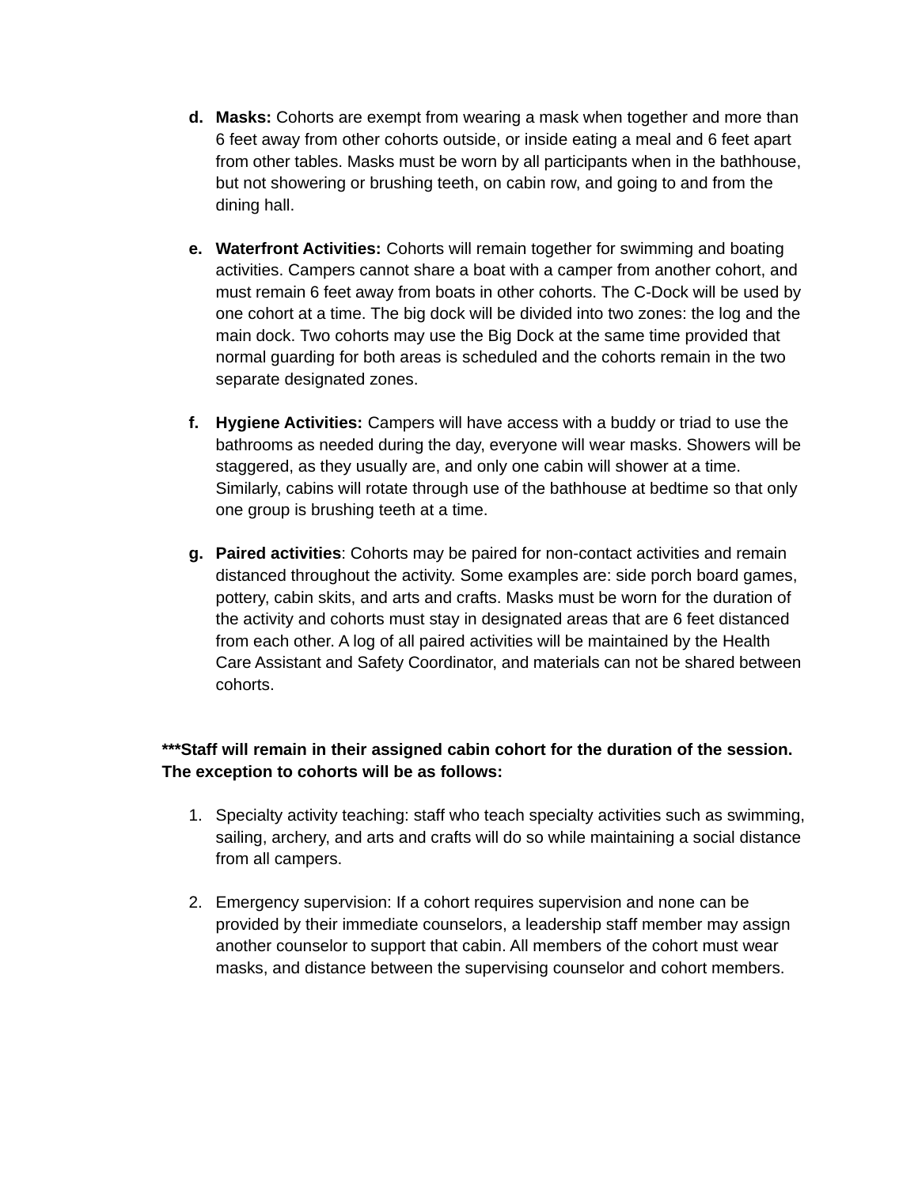d. **Masks:** Cohorts are exempt from wearing a mask when together and more than 6 feet away from other cohorts outside, or inside eating a meal and 6 feet apart from other tables. Masks must be worn by all participants when in the bathhouse, but not showering or brushing teeth, on cabin row, and going to and from the dining hall.

e. **Waterfront Activities:** Cohorts will remain together for swimming and boating activities. Campers cannot share a boat with a camper from another cohort, and must remain 6 feet away from boats in other cohorts. The C-Dock will be used by one cohort at a time. The big dock will be divided into two zones: the log and the main dock. Two cohorts may use the Big Dock at the same time provided that normal guarding for both areas is scheduled and the cohorts remain in the two separate designated zones.

f. **Hygiene Activities:** Campers will have access with a buddy or triad to use the bathrooms as needed during the day, everyone will wear masks. Showers will be staggered, as they usually are, and only one cabin will shower at a time. Similarly, cabins will rotate through use of the bathhouse at bedtime so that only one group is brushing teeth at a time.

g. **Paired activities**: Cohorts may be paired for non-contact activities and remain distanced throughout the activity. Some examples are: side porch board games, pottery, cabin skits, and arts and crafts. Masks must be worn for the duration of the activity and cohorts must stay in designated areas that are 6 feet distanced from each other. A log of all paired activities will be maintained by the Health Care Assistant and Safety Coordinator, and materials can not be shared between cohorts.

**\*\*\*Staff will remain in their assigned cabin cohort for the duration of the session. The exception to cohorts will be as follows:**

1. Specialty activity teaching: staff who teach specialty activities such as swimming, sailing, archery, and arts and crafts will do so while maintaining a social distance from all campers.

2. Emergency supervision: If a cohort requires supervision and none can be provided by their immediate counselors, a leadership staff member may assign another counselor to support that cabin. All members of the cohort must wear masks, and distance between the supervising counselor and cohort members.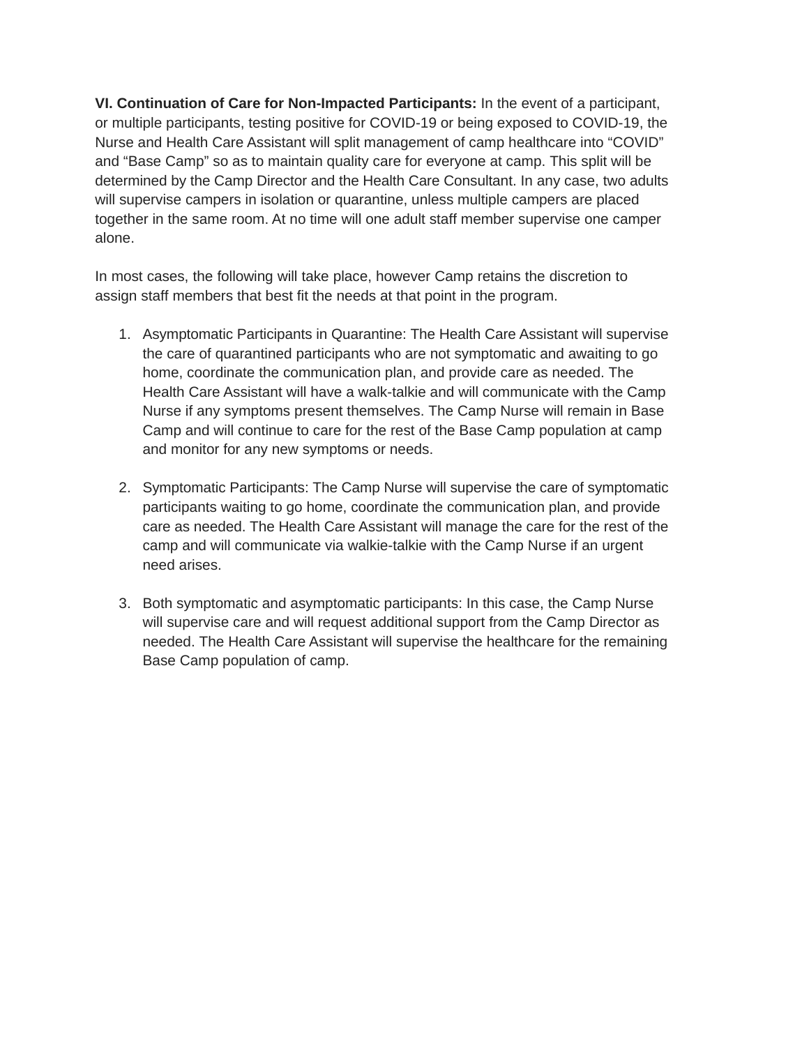**VI. Continuation of Care for Non-Impacted Participants:** In the event of a participant, or multiple participants, testing positive for COVID-19 or being exposed to COVID-19, the Nurse and Health Care Assistant will split management of camp healthcare into "COVID" and "Base Camp" so as to maintain quality care for everyone at camp. This split will be determined by the Camp Director and the Health Care Consultant. In any case, two adults will supervise campers in isolation or quarantine, unless multiple campers are placed together in the same room. At no time will one adult staff member supervise one camper alone.

In most cases, the following will take place, however Camp retains the discretion to assign staff members that best fit the needs at that point in the program.

1. Asymptomatic Participants in Quarantine: The Health Care Assistant will supervise the care of quarantined participants who are not symptomatic and awaiting to go home, coordinate the communication plan, and provide care as needed. The Health Care Assistant will have a walk-talkie and will communicate with the Camp Nurse if any symptoms present themselves. The Camp Nurse will remain in Base Camp and will continue to care for the rest of the Base Camp population at camp and monitor for any new symptoms or needs.

2. Symptomatic Participants: The Camp Nurse will supervise the care of symptomatic participants waiting to go home, coordinate the communication plan, and provide care as needed. The Health Care Assistant will manage the care for the rest of the camp and will communicate via walkie-talkie with the Camp Nurse if an urgent need arises.

3. Both symptomatic and asymptomatic participants: In this case, the Camp Nurse will supervise care and will request additional support from the Camp Director as needed. The Health Care Assistant will supervise the healthcare for the remaining Base Camp population of camp.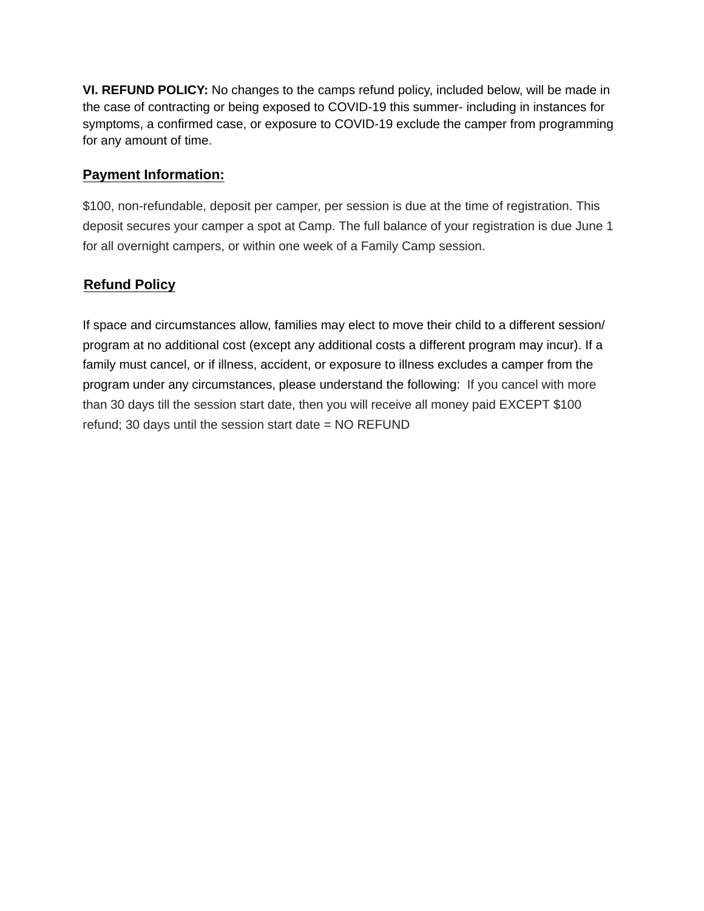**VI. REFUND POLICY:** No changes to the camps refund policy, included below, will be made in the case of contracting or being exposed to COVID-19 this summer- including in instances for symptoms, a confirmed case, or exposure to COVID-19 exclude the camper from programming for any amount of time.

## Payment Information:

$100, non-refundable, deposit per camper, per session is due at the time of registration. This deposit secures your camper a spot at Camp. The full balance of your registration is due June 1 for all overnight campers, or within one week of a Family Camp session.

## Refund Policy

If space and circumstances allow, families may elect to move their child to a different session/ program at no additional cost (except any additional costs a different program may incur). If a family must cancel, or if illness, accident, or exposure to illness excludes a camper from the program under any circumstances, please understand the following: If you cancel with more than 30 days till the session start date, then you will receive all money paid EXCEPT $100 refund; 30 days until the session start date = NO REFUND